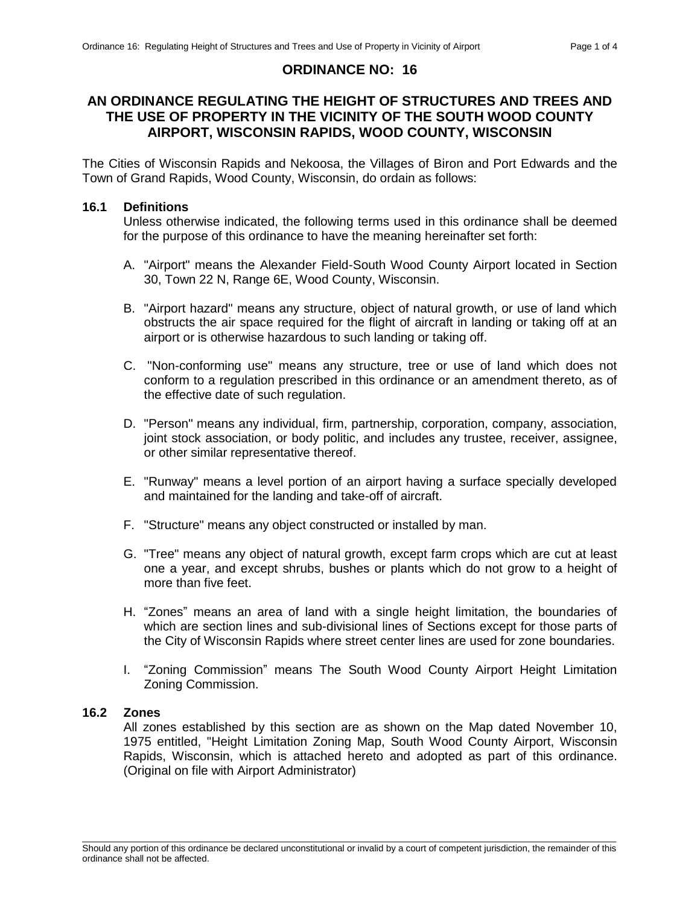# ORDINANCE NO: 16

## AN ORDINANCE REGULATING THE HEIGHT OF STRUCTURES AND TREES AND THE USE OF PROPERTY IN THE VICINITY OF THE SOUTH WOOD COUNTY AIRPORT, WISCONSIN RAPIDS, WOOD COUNTY, WISCONSIN

The Cities of Wisconsin Rapids and Nekoosa, the Villages of Biron and Port Edwards and the Town of Grand Rapids, Wood County, Wisconsin, do ordain as follows:

### 16.1 Definitions

Unless otherwise indicated, the following terms used in this ordinance shall be deemed for the purpose of this ordinance to have the meaning hereinafter set forth:

A. "Airport" means the Alexander Field-South Wood County Airport located in Section 30, Town 22 N, Range 6E, Wood County, Wisconsin.

B. "Airport hazard" means any structure, object of natural growth, or use of land which obstructs the air space required for the flight of aircraft in landing or taking off at an airport or is otherwise hazardous to such landing or taking off.

C. "Non-conforming use" means any structure, tree or use of land which does not conform to a regulation prescribed in this ordinance or an amendment thereto, as of the effective date of such regulation.

D. "Person" means any individual, firm, partnership, corporation, company, association, joint stock association, or body politic, and includes any trustee, receiver, assignee, or other similar representative thereof.

E. "Runway" means a level portion of an airport having a surface specially developed and maintained for the landing and take-off of aircraft.

F. "Structure" means any object constructed or installed by man.

G. "Tree" means any object of natural growth, except farm crops which are cut at least one a year, and except shrubs, bushes or plants which do not grow to a height of more than five feet.

H. "Zones" means an area of land with a single height limitation, the boundaries of which are section lines and sub-divisional lines of Sections except for those parts of the City of Wisconsin Rapids where street center lines are used for zone boundaries.

I. "Zoning Commission" means The South Wood County Airport Height Limitation Zoning Commission.

### 16.2 Zones

All zones established by this section are as shown on the Map dated November 10, 1975 entitled, "Height Limitation Zoning Map, South Wood County Airport, Wisconsin Rapids, Wisconsin, which is attached hereto and adopted as part of this ordinance. (Original on file with Airport Administrator)

Should any portion of this ordinance be declared unconstitutional or invalid by a court of competent jurisdiction, the remainder of this ordinance shall not be affected.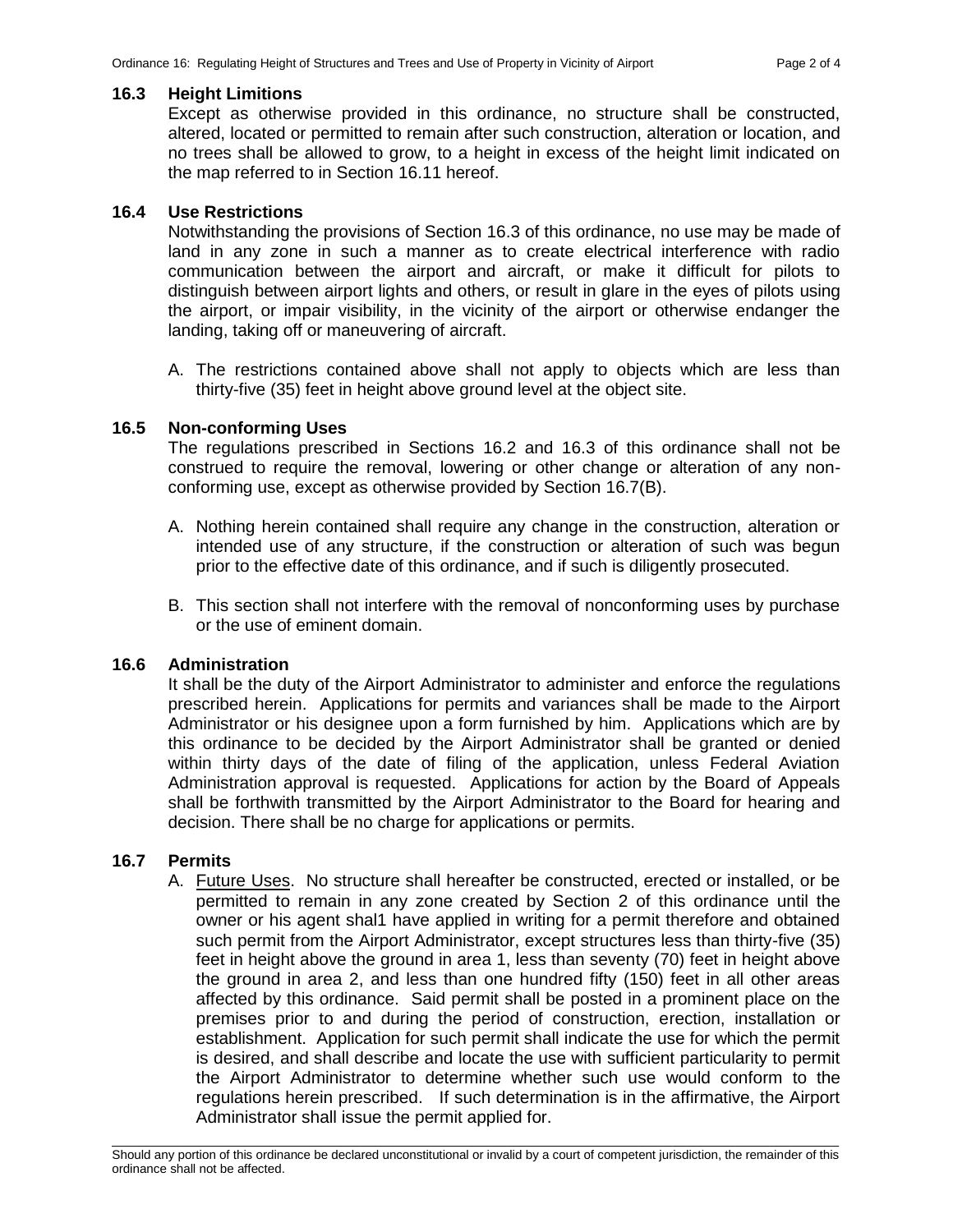### 16.3 Height Limitions

Except as otherwise provided in this ordinance, no structure shall be constructed, altered, located or permitted to remain after such construction, alteration or location, and no trees shall be allowed to grow, to a height in excess of the height limit indicated on the map referred to in Section 16.11 hereof.

### 16.4 Use Restrictions

Notwithstanding the provisions of Section 16.3 of this ordinance, no use may be made of land in any zone in such a manner as to create electrical interference with radio communication between the airport and aircraft, or make it difficult for pilots to distinguish between airport lights and others, or result in glare in the eyes of pilots using the airport, or impair visibility, in the vicinity of the airport or otherwise endanger the landing, taking off or maneuvering of aircraft.

A. The restrictions contained above shall not apply to objects which are less than thirty-five (35) feet in height above ground level at the object site.

### 16.5 Non-conforming Uses

The regulations prescribed in Sections 16.2 and 16.3 of this ordinance shall not be construed to require the removal, lowering or other change or alteration of any non-conforming use, except as otherwise provided by Section 16.7(B).

A. Nothing herein contained shall require any change in the construction, alteration or intended use of any structure, if the construction or alteration of such was begun prior to the effective date of this ordinance, and if such is diligently prosecuted.

B. This section shall not interfere with the removal of nonconforming uses by purchase or the use of eminent domain.

### 16.6 Administration

It shall be the duty of the Airport Administrator to administer and enforce the regulations prescribed herein. Applications for permits and variances shall be made to the Airport Administrator or his designee upon a form furnished by him. Applications which are by this ordinance to be decided by the Airport Administrator shall be granted or denied within thirty days of the date of filing of the application, unless Federal Aviation Administration approval is requested. Applications for action by the Board of Appeals shall be forthwith transmitted by the Airport Administrator to the Board for hearing and decision. There shall be no charge for applications or permits.

### 16.7 Permits

A. Future Uses. No structure shall hereafter be constructed, erected or installed, or be permitted to remain in any zone created by Section 2 of this ordinance until the owner or his agent shal1 have applied in writing for a permit therefore and obtained such permit from the Airport Administrator, except structures less than thirty-five (35) feet in height above the ground in area 1, less than seventy (70) feet in height above the ground in area 2, and less than one hundred fifty (150) feet in all other areas affected by this ordinance. Said permit shall be posted in a prominent place on the premises prior to and during the period of construction, erection, installation or establishment. Application for such permit shall indicate the use for which the permit is desired, and shall describe and locate the use with sufficient particularity to permit the Airport Administrator to determine whether such use would conform to the regulations herein prescribed. If such determination is in the affirmative, the Airport Administrator shall issue the permit applied for.

Should any portion of this ordinance be declared unconstitutional or invalid by a court of competent jurisdiction, the remainder of this ordinance shall not be affected.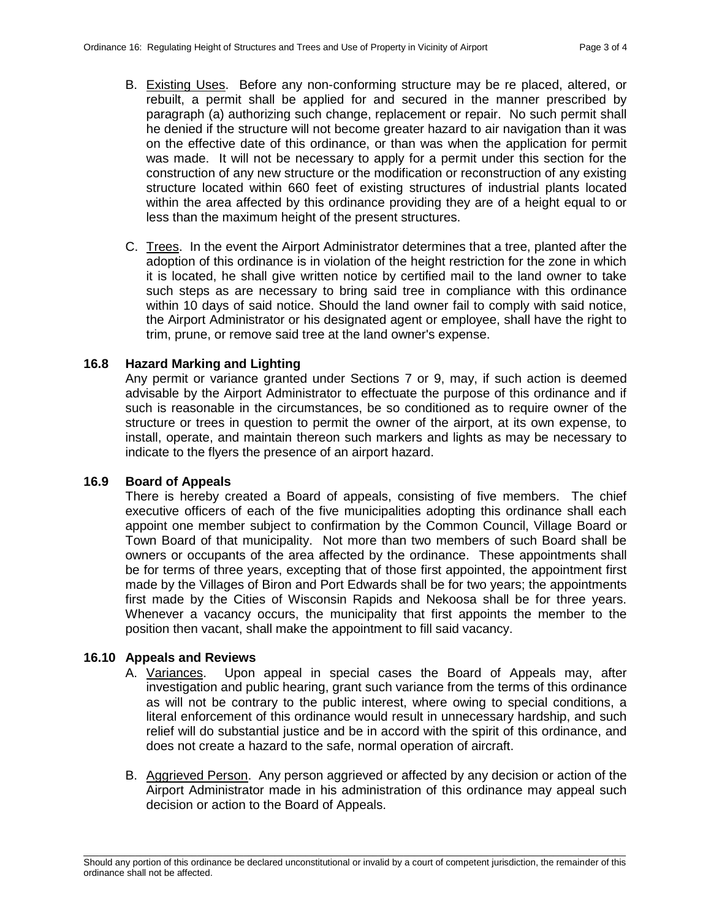B. Existing Uses. Before any non-conforming structure may be re placed, altered, or rebuilt, a permit shall be applied for and secured in the manner prescribed by paragraph (a) authorizing such change, replacement or repair. No such permit shall he denied if the structure will not become greater hazard to air navigation than it was on the effective date of this ordinance, or than was when the application for permit was made. It will not be necessary to apply for a permit under this section for the construction of any new structure or the modification or reconstruction of any existing structure located within 660 feet of existing structures of industrial plants located within the area affected by this ordinance providing they are of a height equal to or less than the maximum height of the present structures.

C. Trees. In the event the Airport Administrator determines that a tree, planted after the adoption of this ordinance is in violation of the height restriction for the zone in which it is located, he shall give written notice by certified mail to the land owner to take such steps as are necessary to bring said tree in compliance with this ordinance within 10 days of said notice. Should the land owner fail to comply with said notice, the Airport Administrator or his designated agent or employee, shall have the right to trim, prune, or remove said tree at the land owner's expense.

## 16.8 Hazard Marking and Lighting

Any permit or variance granted under Sections 7 or 9, may, if such action is deemed advisable by the Airport Administrator to effectuate the purpose of this ordinance and if such is reasonable in the circumstances, be so conditioned as to require owner of the structure or trees in question to permit the owner of the airport, at its own expense, to install, operate, and maintain thereon such markers and lights as may be necessary to indicate to the flyers the presence of an airport hazard.

## 16.9 Board of Appeals

There is hereby created a Board of appeals, consisting of five members. The chief executive officers of each of the five municipalities adopting this ordinance shall each appoint one member subject to confirmation by the Common Council, Village Board or Town Board of that municipality. Not more than two members of such Board shall be owners or occupants of the area affected by the ordinance. These appointments shall be for terms of three years, excepting that of those first appointed, the appointment first made by the Villages of Biron and Port Edwards shall be for two years; the appointments first made by the Cities of Wisconsin Rapids and Nekoosa shall be for three years. Whenever a vacancy occurs, the municipality that first appoints the member to the position then vacant, shall make the appointment to fill said vacancy.

## 16.10 Appeals and Reviews

A. Variances. Upon appeal in special cases the Board of Appeals may, after investigation and public hearing, grant such variance from the terms of this ordinance as will not be contrary to the public interest, where owing to special conditions, a literal enforcement of this ordinance would result in unnecessary hardship, and such relief will do substantial justice and be in accord with the spirit of this ordinance, and does not create a hazard to the safe, normal operation of aircraft.

B. Aggrieved Person. Any person aggrieved or affected by any decision or action of the Airport Administrator made in his administration of this ordinance may appeal such decision or action to the Board of Appeals.

Should any portion of this ordinance be declared unconstitutional or invalid by a court of competent jurisdiction, the remainder of this ordinance shall not be affected.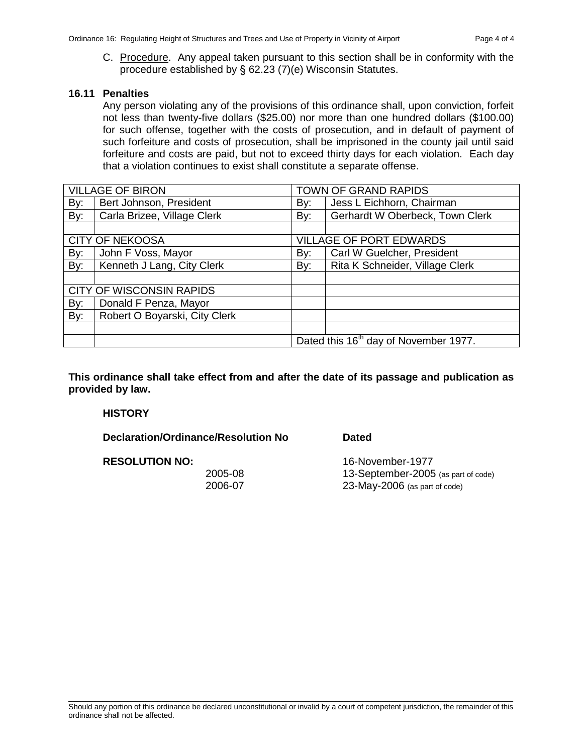C. Procedure. Any appeal taken pursuant to this section shall be in conformity with the procedure established by § 62.23 (7)(e) Wisconsin Statutes.

### 16.11 Penalties

Any person violating any of the provisions of this ordinance shall, upon conviction, forfeit not less than twenty-five dollars ($25.00) nor more than one hundred dollars ($100.00) for such offense, together with the costs of prosecution, and in default of payment of such forfeiture and costs of prosecution, shall be imprisoned in the county jail until said forfeiture and costs are paid, but not to exceed thirty days for each violation. Each day that a violation continues to exist shall constitute a separate offense.

| | | | |
|---|---|---|---|
| VILLAGE OF BIRON | | TOWN OF GRAND RAPIDS | |
| By: | Bert Johnson, President | By: | Jess L Eichhorn, Chairman |
| By: | Carla Brizee, Village Clerk | By: | Gerhardt W Oberbeck, Town Clerk |
| | | | |
| CITY OF NEKOOSA | | VILLAGE OF PORT EDWARDS | |
| By: | John F Voss, Mayor | By: | Carl W Guelcher, President |
| By: | Kenneth J Lang, City Clerk | By: | Rita K Schneider, Village Clerk |
| | | | |
| CITY OF WISCONSIN RAPIDS | | | |
| By: | Donald F Penza, Mayor | | |
| By: | Robert O Boyarski, City Clerk | | |
| | | | |
| | | Dated this 16th day of November 1977. | |

**This ordinance shall take effect from and after the date of its passage and publication as provided by law.**

**HISTORY**

| **Declaration/Ordinance/Resolution No** | **Dated** |
|---|---|
| **RESOLUTION NO:** | 16-November-1977 |
| 2005-08 | 13-September-2005 (as part of code) |
| 2006-07 | 23-May-2006 (as part of code) |

Should any portion of this ordinance be declared unconstitutional or invalid by a court of competent jurisdiction, the remainder of this ordinance shall not be affected.